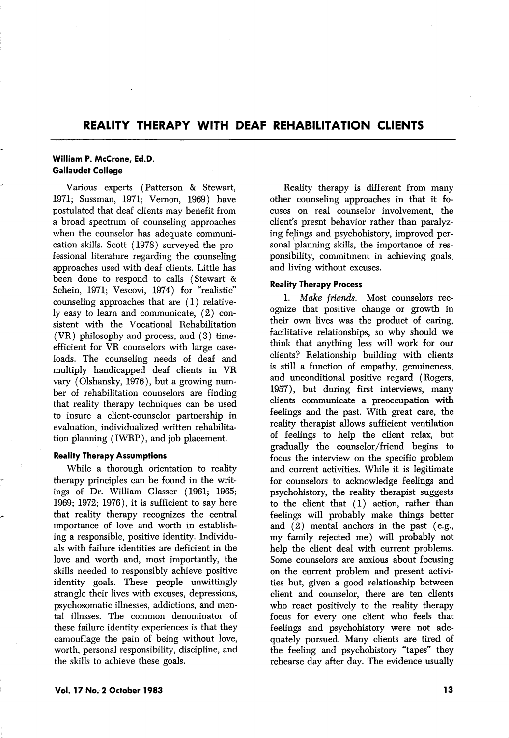# REALITY THERAPY WITH DEAF REHABILITATION CLIENTS

**William P. McCrone, Ed.D.**
**Gallaudet College**

Various experts (Patterson & Stewart, 1971; Sussman, 1971; Vernon, 1969) have postulated that deaf clients may benefit from a broad spectrum of counseling approaches when the counselor has adequate communication skills. Scott (1978) surveyed the professional literature regarding the counseling approaches used with deaf clients. Little has been done to respond to calls (Stewart & Schein, 1971; Vescovi, 1974) for "realistic" counseling approaches that are (1) relatively easy to learn and communicate, (2) consistent with the Vocational Rehabilitation (VR) philosophy and process, and (3) time-efficient for VR counselors with large caseloads. The counseling needs of deaf and multiply handicapped deaf clients in VR vary (Olshansky, 1976), but a growing number of rehabilitation counselors are finding that reality therapy techniques can be used to insure a client-counselor partnership in evaluation, individualized written rehabilitation planning (IWRP), and job placement.

### Reality Therapy Assumptions

While a thorough orientation to reality therapy principles can be found in the writings of Dr. William Glasser (1961; 1965; 1969; 1972; 1976), it is sufficient to say here that reality therapy recognizes the central importance of love and worth in establishing a responsible, positive identity. Individuals with failure identities are deficient in the love and worth and, most importantly, the skills needed to responsibly achieve positive identity goals. These people unwittingly strangle their lives with excuses, depressions, psychosomatic illnesses, addictions, and mental illnsses. The common denominator of these failure identity experiences is that they camouflage the pain of being without love, worth, personal responsibility, discipline, and the skills to achieve these goals.

Reality therapy is different from many other counseling approaches in that it focuses on real counselor involvement, the client's presnt behavior rather than paralyzing felings and psychohistory, improved personal planning skills, the importance of responsibility, commitment in achieving goals, and living without excuses.

### Reality Therapy Process

1. *Make friends.* Most counselors recognize that positive change or growth in their own lives was the product of caring, facilitative relationships, so why should we think that anything less will work for our clients? Relationship building with clients is still a function of empathy, genuineness, and unconditional positive regard (Rogers, 1957), but during first interviews, many clients communicate a preoccupation with feelings and the past. With great care, the reality therapist allows sufficient ventilation of feelings to help the client relax, but gradually the counselor/friend begins to focus the interview on the specific problem and current activities. While it is legitimate for counselors to acknowledge feelings and psychohistory, the reality therapist suggests to the client that (1) action, rather than feelings will probably make things better and (2) mental anchors in the past (e.g., my family rejected me) will probably not help the client deal with current problems. Some counselors are anxious about focusing on the current problem and present activities but, given a good relationship between client and counselor, there are ten clients who react positively to the reality therapy focus for every one client who feels that feelings and psychohistory were not adequately pursued. Many clients are tired of the feeling and psychohistory "tapes" they rehearse day after day. The evidence usually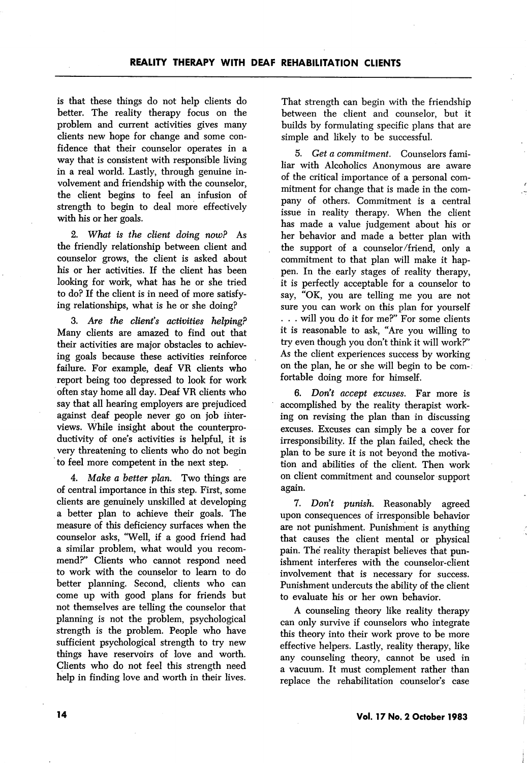is that these things do not help clients do better. The reality therapy focus on the problem and current activities gives many clients new hope for change and some confidence that their counselor operates in a way that is consistent with responsible living in a real world. Lastly, through genuine involvement and friendship with the counselor, the client begins to feel an infusion of strength to begin to deal more effectively with his or her goals.

2. *What is the client doing now?* As the friendly relationship between client and counselor grows, the client is asked about his or her activities. If the client has been looking for work, what has he or she tried to do? If the client is in need of more satisfying relationships, what is he or she doing?

3. *Are the client's activities helping?* Many clients are amazed to find out that their activities are major obstacles to achieving goals because these activities reinforce failure. For example, deaf VR clients who report being too depressed to look for work often stay home all day. Deaf VR clients who say that all hearing employers are prejudiced against deaf people never go on job interviews. While insight about the counterproductivity of one's activities is helpful, it is very threatening to clients who do not begin to feel more competent in the next step.

4. *Make a better plan.* Two things are of central importance in this step. First, some clients are genuinely unskilled at developing a better plan to achieve their goals. The measure of this deficiency surfaces when the counselor asks, "Well, if a good friend had a similar problem, what would you recommend?" Clients who cannot respond need to work with the counselor to learn to do better planning. Second, clients who can come up with good plans for friends but not themselves are telling the counselor that planning is not the problem, psychological strength is the problem. People who have sufficient psychological strength to try new things have reservoirs of love and worth. Clients who do not feel this strength need help in finding love and worth in their lives. That strength can begin with the friendship between the client and counselor, but it builds by formulating specific plans that are simple and likely to be successful.

5. *Get a commitment.* Counselors familiar with Alcoholics Anonymous are aware of the critical importance of a personal commitment for change that is made in the company of others. Commitment is a central issue in reality therapy. When the client has made a value judgement about his or her behavior and made a better plan with the support of a counselor/friend, only a commitment to that plan will make it happen. In the early stages of reality therapy, it is perfectly acceptable for a counselor to say, "OK, you are telling me you are not sure you can work on this plan for yourself . . . will you do it for me?" For some clients it is reasonable to ask, "Are you willing to try even though you don't think it will work?" As the client experiences success by working on the plan, he or she will begin to be comfortable doing more for himself.

6. *Don't accept excuses.* Far more is accomplished by the reality therapist working on revising the plan than in discussing excuses. Excuses can simply be a cover for irresponsibility. If the plan failed, check the plan to be sure it is not beyond the motivation and abilities of the client. Then work on client commitment and counselor support again.

7. *Don't punish.* Reasonably agreed upon consequences of irresponsible behavior are not punishment. Punishment is anything that causes the client mental or physical pain. The reality therapist believes that punishment interferes with the counselor-client involvement that is necessary for success. Punishment undercuts the ability of the client to evaluate his or her own behavior.

A counseling theory like reality therapy can only survive if counselors who integrate this theory into their work prove to be more effective helpers. Lastly, reality therapy, like any counseling theory, cannot be used in a vacuum. It must complement rather than replace the rehabilitation counselor's case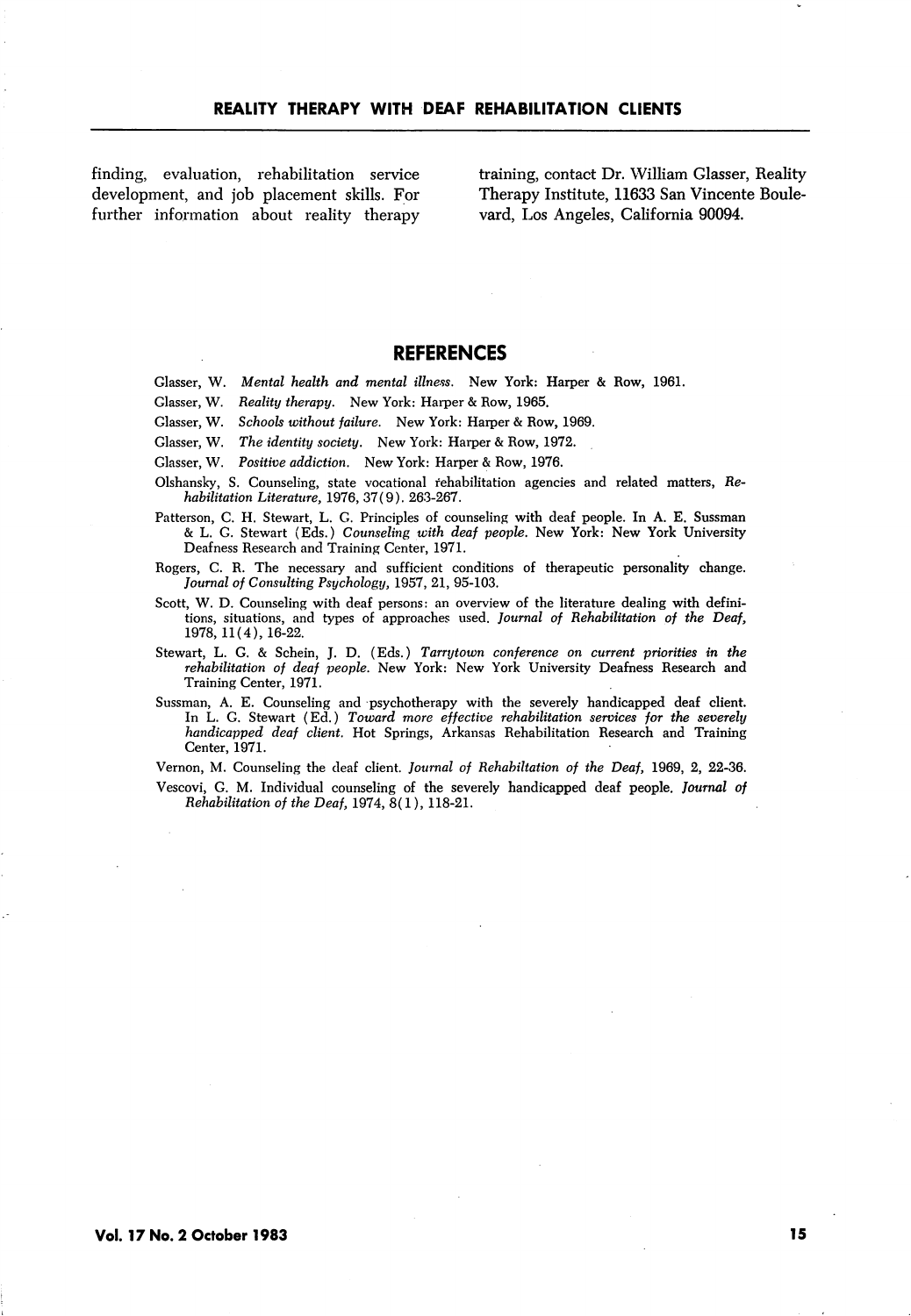finding, evaluation, rehabilitation service development, and job placement skills. For further information about reality therapy training, contact Dr. William Glasser, Reality Therapy Institute, 11633 San Vincente Boulevard, Los Angeles, California 90094.

## REFERENCES

Glasser, W. *Mental health and mental illness.* New York: Harper & Row, 1961.

Glasser, W. *Reality therapy.* New York: Harper & Row, 1965.

Glasser, W. *Schools without failure.* New York: Harper & Row, 1969.

Glasser, W. *The identity society.* New York: Harper & Row, 1972.

Glasser, W. *Positive addiction.* New York: Harper & Row, 1976.

Olshansky, S. Counseling, state vocational rehabilitation agencies and related matters, *Rehabilitation Literature,* 1976, 37(9). 263-267.

Patterson, C. H. Stewart, L. G. Principles of counseling with deaf people. In A. E. Sussman & L. G. Stewart (Eds.) *Counseling with deaf people.* New York: New York University Deafness Research and Training Center, 1971.

Rogers, C. R. The necessary and sufficient conditions of therapeutic personality change. *Journal of Consulting Psychology,* 1957, 21, 95-103.

Scott, W. D. Counseling with deaf persons: an overview of the literature dealing with definitions, situations, and types of approaches used. *Journal of Rehabilitation of the Deaf,* 1978, 11(4), 16-22.

Stewart, L. G. & Schein, J. D. (Eds.) *Tarrytown conference on current priorities in the rehabilitation of deaf people.* New York: New York University Deafness Research and Training Center, 1971.

Sussman, A. E. Counseling and psychotherapy with the severely handicapped deaf client. In L. G. Stewart (Ed.) *Toward more effective rehabilitation services for the severely handicapped deaf client.* Hot Springs, Arkansas Rehabilitation Research and Training Center, 1971.

Vernon, M. Counseling the deaf client. *Journal of Rehabiltation of the Deaf,* 1969, 2, 22-36.

Vescovi, G. M. Individual counseling of the severely handicapped deaf people. *Journal of Rehabilitation of the Deaf,* 1974, 8(1), 118-21.